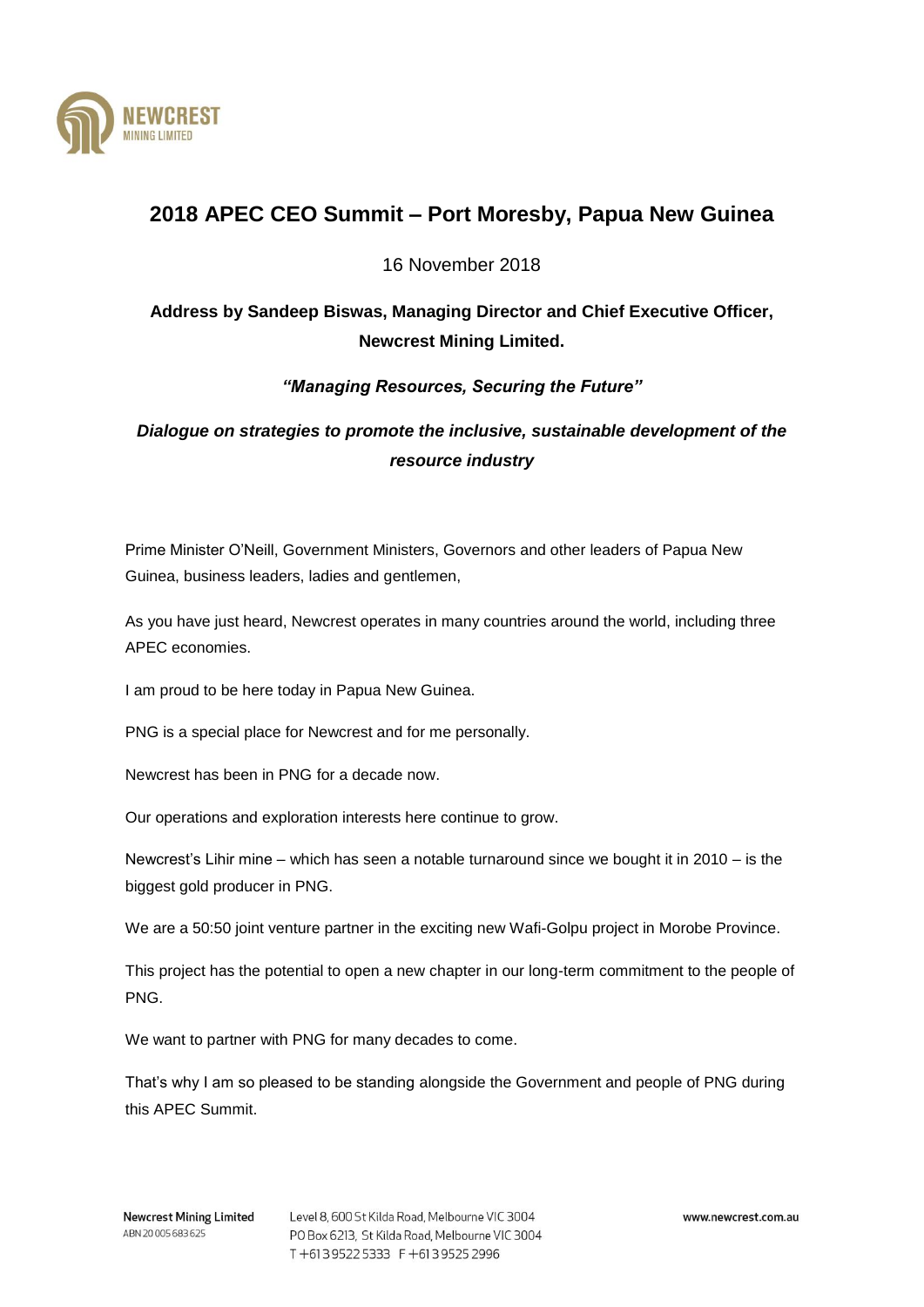# 2018 APEC CEO Summit – Port Moresby, Papua New Guinea

16 November 2018

**Address by Sandeep Biswas, Managing Director and Chief Executive Officer, Newcrest Mining Limited.**

***"Managing Resources, Securing the Future"***

***Dialogue on strategies to promote the inclusive, sustainable development of the resource industry***

Prime Minister O'Neill, Government Ministers, Governors and other leaders of Papua New Guinea, business leaders, ladies and gentlemen,

As you have just heard, Newcrest operates in many countries around the world, including three APEC economies.

I am proud to be here today in Papua New Guinea.

PNG is a special place for Newcrest and for me personally.

Newcrest has been in PNG for a decade now.

Our operations and exploration interests here continue to grow.

Newcrest's Lihir mine – which has seen a notable turnaround since we bought it in 2010 – is the biggest gold producer in PNG.

We are a 50:50 joint venture partner in the exciting new Wafi-Golpu project in Morobe Province.

This project has the potential to open a new chapter in our long-term commitment to the people of PNG.

We want to partner with PNG for many decades to come.

That's why I am so pleased to be standing alongside the Government and people of PNG during this APEC Summit.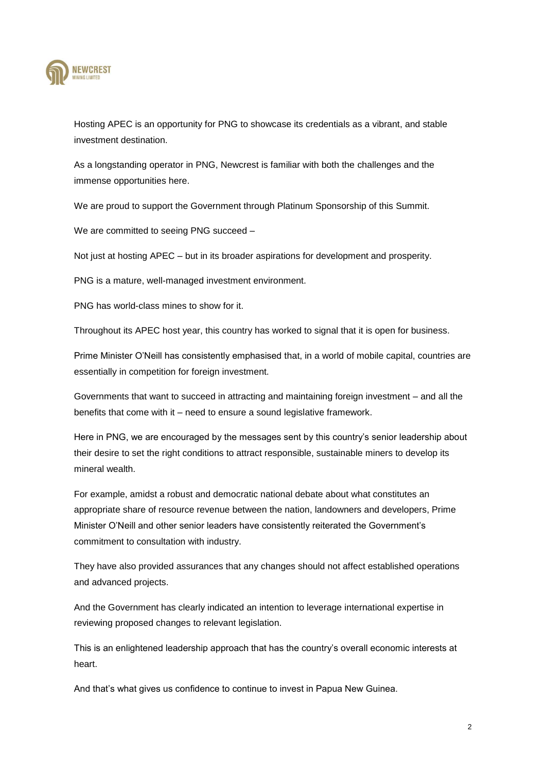Hosting APEC is an opportunity for PNG to showcase its credentials as a vibrant, and stable investment destination.

As a longstanding operator in PNG, Newcrest is familiar with both the challenges and the immense opportunities here.

We are proud to support the Government through Platinum Sponsorship of this Summit.

We are committed to seeing PNG succeed –

Not just at hosting APEC – but in its broader aspirations for development and prosperity.

PNG is a mature, well-managed investment environment.

PNG has world-class mines to show for it.

Throughout its APEC host year, this country has worked to signal that it is open for business.

Prime Minister O'Neill has consistently emphasised that, in a world of mobile capital, countries are essentially in competition for foreign investment.

Governments that want to succeed in attracting and maintaining foreign investment – and all the benefits that come with it – need to ensure a sound legislative framework.

Here in PNG, we are encouraged by the messages sent by this country's senior leadership about their desire to set the right conditions to attract responsible, sustainable miners to develop its mineral wealth.

For example, amidst a robust and democratic national debate about what constitutes an appropriate share of resource revenue between the nation, landowners and developers, Prime Minister O'Neill and other senior leaders have consistently reiterated the Government's commitment to consultation with industry.

They have also provided assurances that any changes should not affect established operations and advanced projects.

And the Government has clearly indicated an intention to leverage international expertise in reviewing proposed changes to relevant legislation.

This is an enlightened leadership approach that has the country's overall economic interests at heart.

And that's what gives us confidence to continue to invest in Papua New Guinea.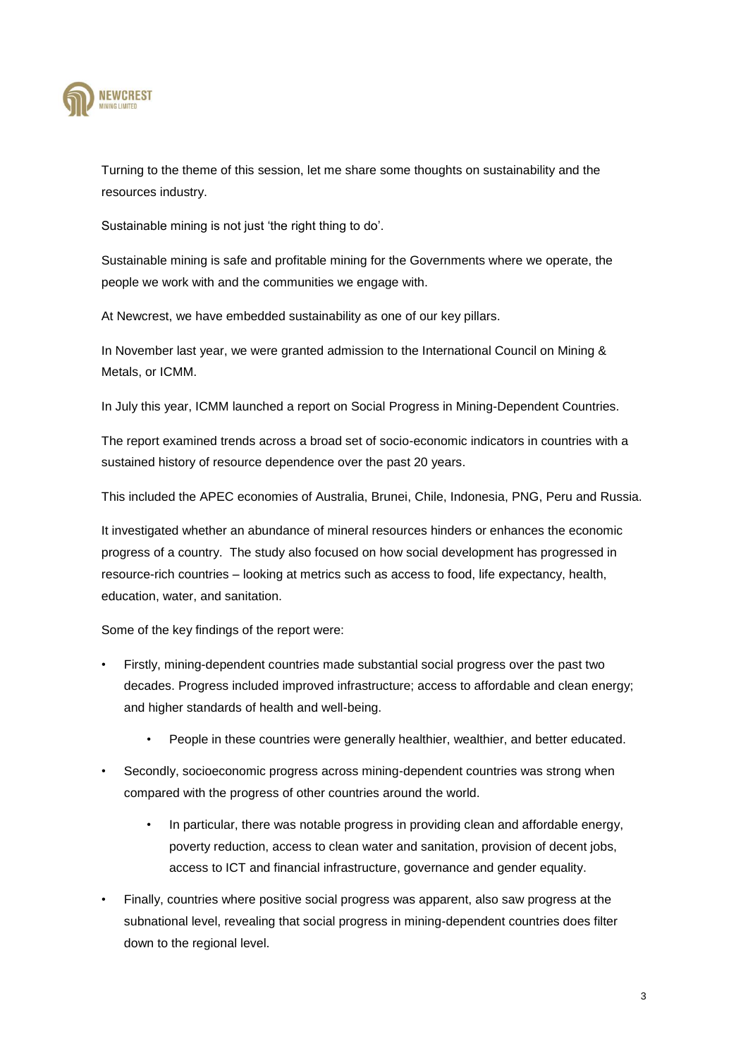Turning to the theme of this session, let me share some thoughts on sustainability and the resources industry.

Sustainable mining is not just 'the right thing to do'.

Sustainable mining is safe and profitable mining for the Governments where we operate, the people we work with and the communities we engage with.

At Newcrest, we have embedded sustainability as one of our key pillars.

In November last year, we were granted admission to the International Council on Mining & Metals, or ICMM.

In July this year, ICMM launched a report on Social Progress in Mining-Dependent Countries.

The report examined trends across a broad set of socio-economic indicators in countries with a sustained history of resource dependence over the past 20 years.

This included the APEC economies of Australia, Brunei, Chile, Indonesia, PNG, Peru and Russia.

It investigated whether an abundance of mineral resources hinders or enhances the economic progress of a country. The study also focused on how social development has progressed in resource-rich countries – looking at metrics such as access to food, life expectancy, health, education, water, and sanitation.

Some of the key findings of the report were:

- Firstly, mining-dependent countries made substantial social progress over the past two decades. Progress included improved infrastructure; access to affordable and clean energy; and higher standards of health and well-being.
    - People in these countries were generally healthier, wealthier, and better educated.
- Secondly, socioeconomic progress across mining-dependent countries was strong when compared with the progress of other countries around the world.
    - In particular, there was notable progress in providing clean and affordable energy, poverty reduction, access to clean water and sanitation, provision of decent jobs, access to ICT and financial infrastructure, governance and gender equality.
- Finally, countries where positive social progress was apparent, also saw progress at the subnational level, revealing that social progress in mining-dependent countries does filter down to the regional level.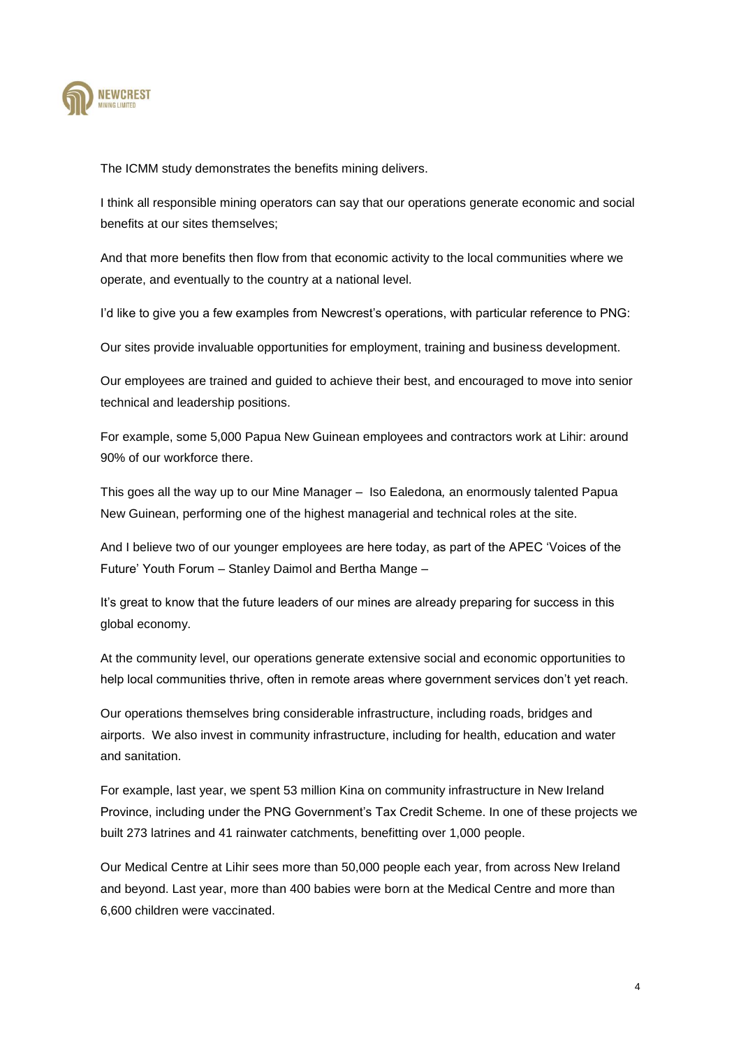The ICMM study demonstrates the benefits mining delivers.

I think all responsible mining operators can say that our operations generate economic and social benefits at our sites themselves;

And that more benefits then flow from that economic activity to the local communities where we operate, and eventually to the country at a national level.

I'd like to give you a few examples from Newcrest's operations, with particular reference to PNG:

Our sites provide invaluable opportunities for employment, training and business development.

Our employees are trained and guided to achieve their best, and encouraged to move into senior technical and leadership positions.

For example, some 5,000 Papua New Guinean employees and contractors work at Lihir: around 90% of our workforce there.

This goes all the way up to our Mine Manager – Iso Ealedona*,* an enormously talented Papua New Guinean, performing one of the highest managerial and technical roles at the site.

And I believe two of our younger employees are here today, as part of the APEC 'Voices of the Future' Youth Forum – Stanley Daimol and Bertha Mange –

It's great to know that the future leaders of our mines are already preparing for success in this global economy.

At the community level, our operations generate extensive social and economic opportunities to help local communities thrive, often in remote areas where government services don't yet reach.

Our operations themselves bring considerable infrastructure, including roads, bridges and airports. We also invest in community infrastructure, including for health, education and water and sanitation.

For example, last year, we spent 53 million Kina on community infrastructure in New Ireland Province, including under the PNG Government's Tax Credit Scheme. In one of these projects we built 273 latrines and 41 rainwater catchments, benefitting over 1,000 people.

Our Medical Centre at Lihir sees more than 50,000 people each year, from across New Ireland and beyond. Last year, more than 400 babies were born at the Medical Centre and more than 6,600 children were vaccinated.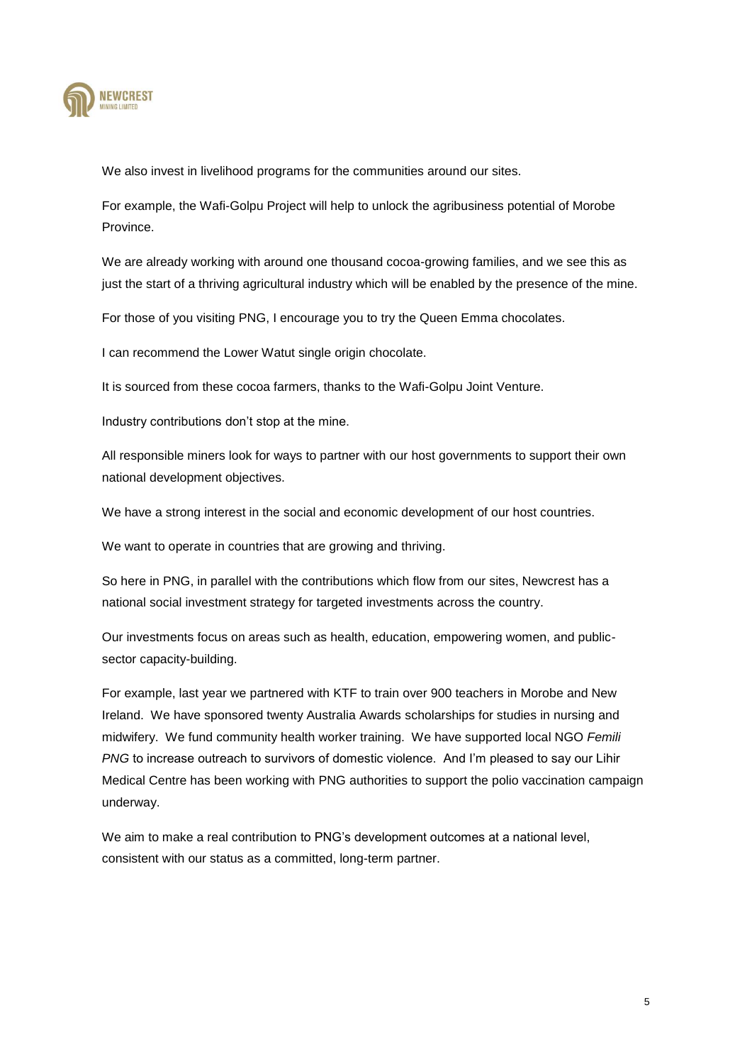We also invest in livelihood programs for the communities around our sites.

For example, the Wafi-Golpu Project will help to unlock the agribusiness potential of Morobe Province.

We are already working with around one thousand cocoa-growing families, and we see this as just the start of a thriving agricultural industry which will be enabled by the presence of the mine.

For those of you visiting PNG, I encourage you to try the Queen Emma chocolates.

I can recommend the Lower Watut single origin chocolate.

It is sourced from these cocoa farmers, thanks to the Wafi-Golpu Joint Venture.

Industry contributions don't stop at the mine.

All responsible miners look for ways to partner with our host governments to support their own national development objectives.

We have a strong interest in the social and economic development of our host countries.

We want to operate in countries that are growing and thriving.

So here in PNG, in parallel with the contributions which flow from our sites, Newcrest has a national social investment strategy for targeted investments across the country.

Our investments focus on areas such as health, education, empowering women, and public-sector capacity-building.

For example, last year we partnered with KTF to train over 900 teachers in Morobe and New Ireland. We have sponsored twenty Australia Awards scholarships for studies in nursing and midwifery. We fund community health worker training. We have supported local NGO *Femili PNG* to increase outreach to survivors of domestic violence. And I'm pleased to say our Lihir Medical Centre has been working with PNG authorities to support the polio vaccination campaign underway.

We aim to make a real contribution to PNG's development outcomes at a national level, consistent with our status as a committed, long-term partner.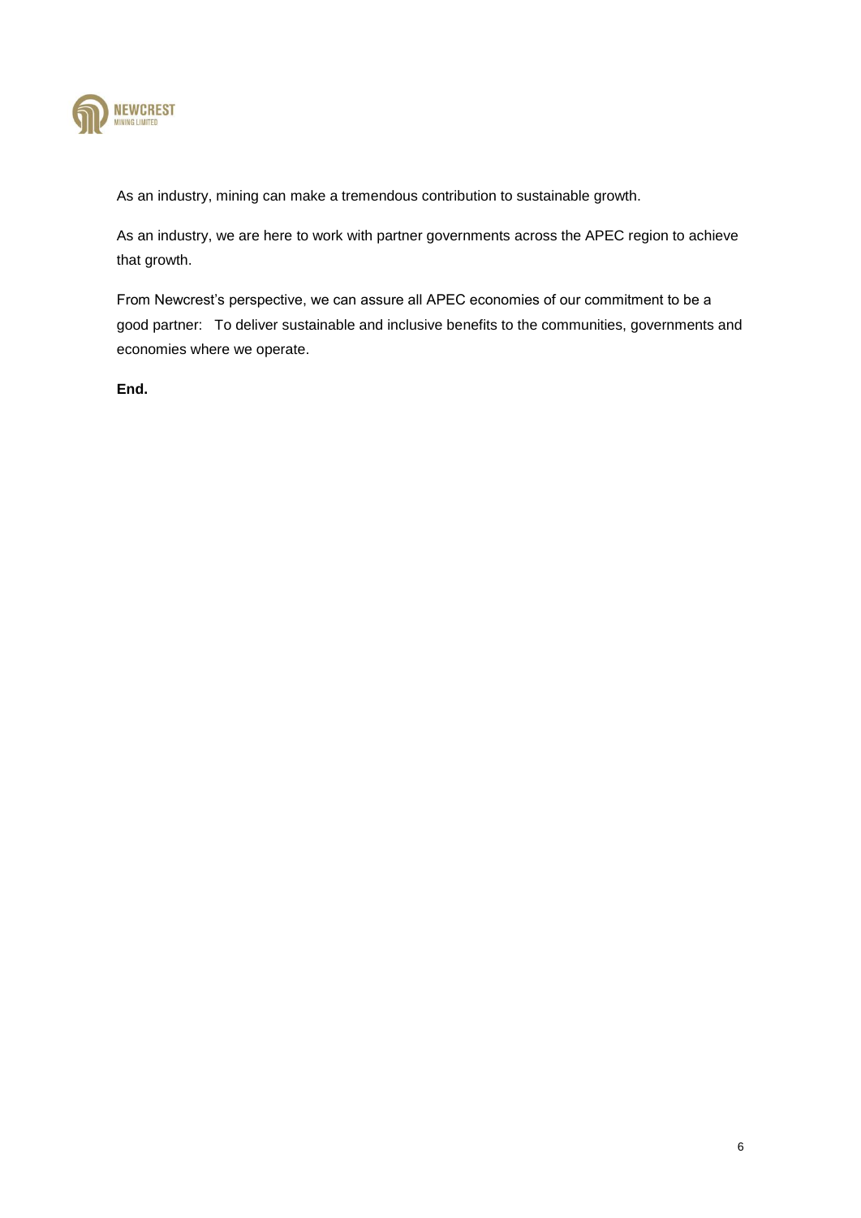As an industry, mining can make a tremendous contribution to sustainable growth.

As an industry, we are here to work with partner governments across the APEC region to achieve that growth.

From Newcrest's perspective, we can assure all APEC economies of our commitment to be a good partner: To deliver sustainable and inclusive benefits to the communities, governments and economies where we operate.

**End.**